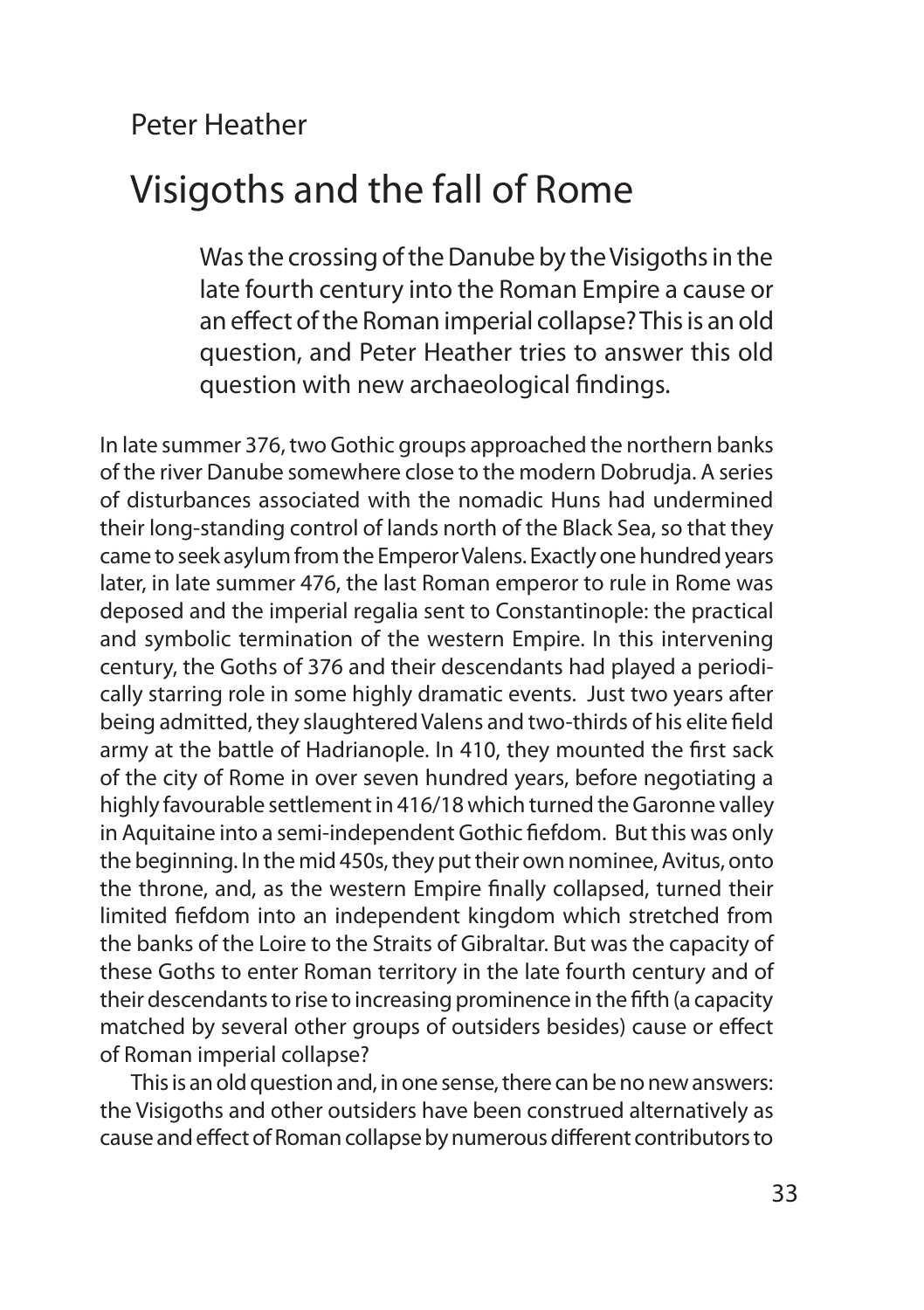Peter Heather

# Visigoths and the fall of Rome

> Was the crossing of the Danube by the Visigoths in the late fourth century into the Roman Empire a cause or an effect of the Roman imperial collapse? This is an old question, and Peter Heather tries to answer this old question with new archaeological findings.

In late summer 376, two Gothic groups approached the northern banks of the river Danube somewhere close to the modern Dobrudja. A series of disturbances associated with the nomadic Huns had undermined their long-standing control of lands north of the Black Sea, so that they came to seek asylum from the Emperor Valens. Exactly one hundred years later, in late summer 476, the last Roman emperor to rule in Rome was deposed and the imperial regalia sent to Constantinople: the practical and symbolic termination of the western Empire. In this intervening century, the Goths of 376 and their descendants had played a periodically starring role in some highly dramatic events. Just two years after being admitted, they slaughtered Valens and two-thirds of his elite field army at the battle of Hadrianople. In 410, they mounted the first sack of the city of Rome in over seven hundred years, before negotiating a highly favourable settlement in 416/18 which turned the Garonne valley in Aquitaine into a semi-independent Gothic fiefdom. But this was only the beginning. In the mid 450s, they put their own nominee, Avitus, onto the throne, and, as the western Empire finally collapsed, turned their limited fiefdom into an independent kingdom which stretched from the banks of the Loire to the Straits of Gibraltar. But was the capacity of these Goths to enter Roman territory in the late fourth century and of their descendants to rise to increasing prominence in the fifth (a capacity matched by several other groups of outsiders besides) cause or effect of Roman imperial collapse?

This is an old question and, in one sense, there can be no new answers: the Visigoths and other outsiders have been construed alternatively as cause and effect of Roman collapse by numerous different contributors to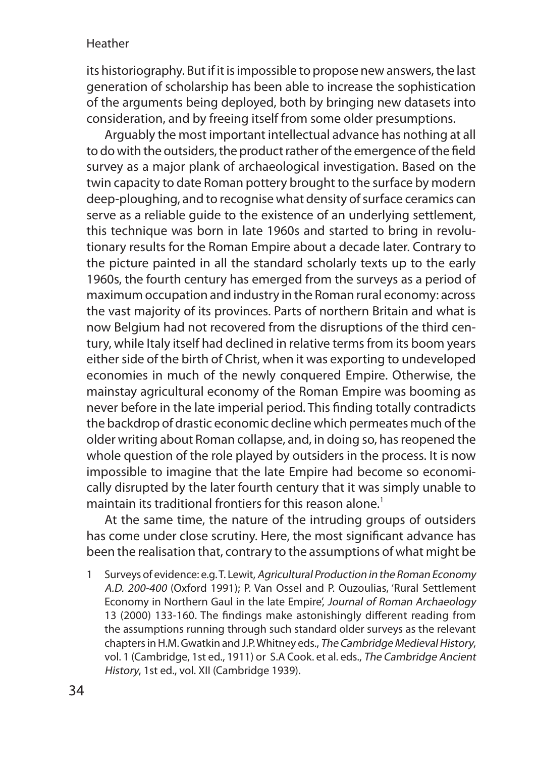its historiography. But if it is impossible to propose new answers, the last generation of scholarship has been able to increase the sophistication of the arguments being deployed, both by bringing new datasets into consideration, and by freeing itself from some older presumptions.

Arguably the most important intellectual advance has nothing at all to do with the outsiders, the product rather of the emergence of the field survey as a major plank of archaeological investigation. Based on the twin capacity to date Roman pottery brought to the surface by modern deep-ploughing, and to recognise what density of surface ceramics can serve as a reliable guide to the existence of an underlying settlement, this technique was born in late 1960s and started to bring in revolutionary results for the Roman Empire about a decade later. Contrary to the picture painted in all the standard scholarly texts up to the early 1960s, the fourth century has emerged from the surveys as a period of maximum occupation and industry in the Roman rural economy: across the vast majority of its provinces. Parts of northern Britain and what is now Belgium had not recovered from the disruptions of the third century, while Italy itself had declined in relative terms from its boom years either side of the birth of Christ, when it was exporting to undeveloped economies in much of the newly conquered Empire. Otherwise, the mainstay agricultural economy of the Roman Empire was booming as never before in the late imperial period. This finding totally contradicts the backdrop of drastic economic decline which permeates much of the older writing about Roman collapse, and, in doing so, has reopened the whole question of the role played by outsiders in the process. It is now impossible to imagine that the late Empire had become so economically disrupted by the later fourth century that it was simply unable to maintain its traditional frontiers for this reason alone.[1]

At the same time, the nature of the intruding groups of outsiders has come under close scrutiny. Here, the most significant advance has been the realisation that, contrary to the assumptions of what might be

1 Surveys of evidence: e.g. T. Lewit, *Agricultural Production in the Roman Economy A.D. 200-400* (Oxford 1991); P. Van Ossel and P. Ouzoulias, 'Rural Settlement Economy in Northern Gaul in the late Empire', *Journal of Roman Archaeology* 13 (2000) 133-160. The findings make astonishingly different reading from the assumptions running through such standard older surveys as the relevant chapters in H.M. Gwatkin and J.P. Whitney eds., *The Cambridge Medieval History*, vol. 1 (Cambridge, 1st ed., 1911) or S.A Cook. et al. eds., *The Cambridge Ancient History*, 1st ed., vol. XII (Cambridge 1939).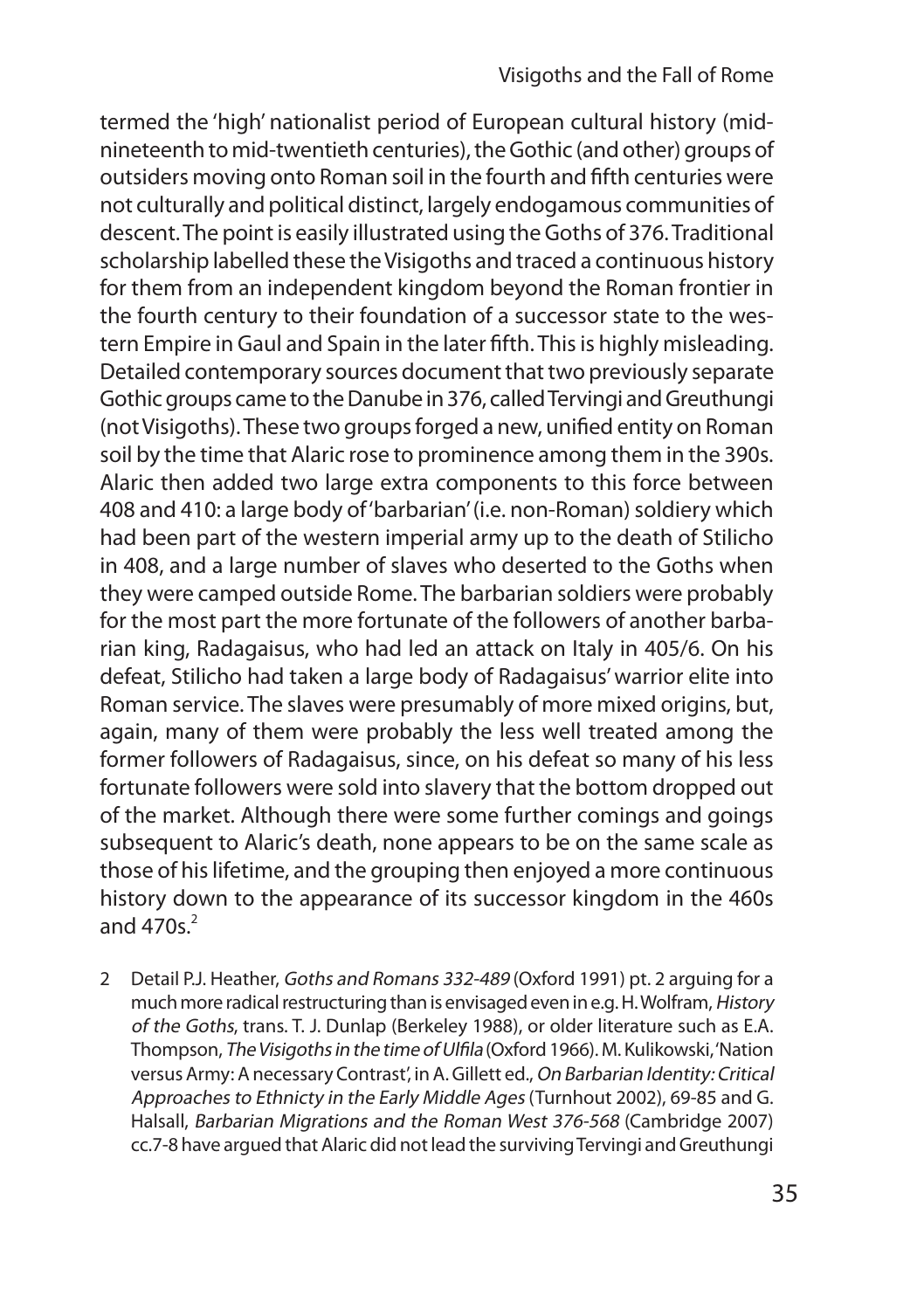termed the 'high' nationalist period of European cultural history (mid-nineteenth to mid-twentieth centuries), the Gothic (and other) groups of outsiders moving onto Roman soil in the fourth and fifth centuries were not culturally and political distinct, largely endogamous communities of descent. The point is easily illustrated using the Goths of 376. Traditional scholarship labelled these the Visigoths and traced a continuous history for them from an independent kingdom beyond the Roman frontier in the fourth century to their foundation of a successor state to the western Empire in Gaul and Spain in the later fifth. This is highly misleading. Detailed contemporary sources document that two previously separate Gothic groups came to the Danube in 376, called Tervingi and Greuthungi (not Visigoths). These two groups forged a new, unified entity on Roman soil by the time that Alaric rose to prominence among them in the 390s. Alaric then added two large extra components to this force between 408 and 410: a large body of 'barbarian' (i.e. non-Roman) soldiery which had been part of the western imperial army up to the death of Stilicho in 408, and a large number of slaves who deserted to the Goths when they were camped outside Rome. The barbarian soldiers were probably for the most part the more fortunate of the followers of another barbarian king, Radagaisus, who had led an attack on Italy in 405/6. On his defeat, Stilicho had taken a large body of Radagaisus' warrior elite into Roman service. The slaves were presumably of more mixed origins, but, again, many of them were probably the less well treated among the former followers of Radagaisus, since, on his defeat so many of his less fortunate followers were sold into slavery that the bottom dropped out of the market. Although there were some further comings and goings subsequent to Alaric's death, none appears to be on the same scale as those of his lifetime, and the grouping then enjoyed a more continuous history down to the appearance of its successor kingdom in the 460s and 470s.[2]

2 Detail P.J. Heather, *Goths and Romans 332-489* (Oxford 1991) pt. 2 arguing for a much more radical restructuring than is envisaged even in e.g. H. Wolfram, *History of the Goths*, trans. T. J. Dunlap (Berkeley 1988), or older literature such as E.A. Thompson, *The Visigoths in the time of Ulfila* (Oxford 1966). M. Kulikowski, 'Nation versus Army: A necessary Contrast', in A. Gillett ed., *On Barbarian Identity: Critical Approaches to Ethnicty in the Early Middle Ages* (Turnhout 2002), 69-85 and G. Halsall, *Barbarian Migrations and the Roman West 376-568* (Cambridge 2007) cc.7-8 have argued that Alaric did not lead the surviving Tervingi and Greuthungi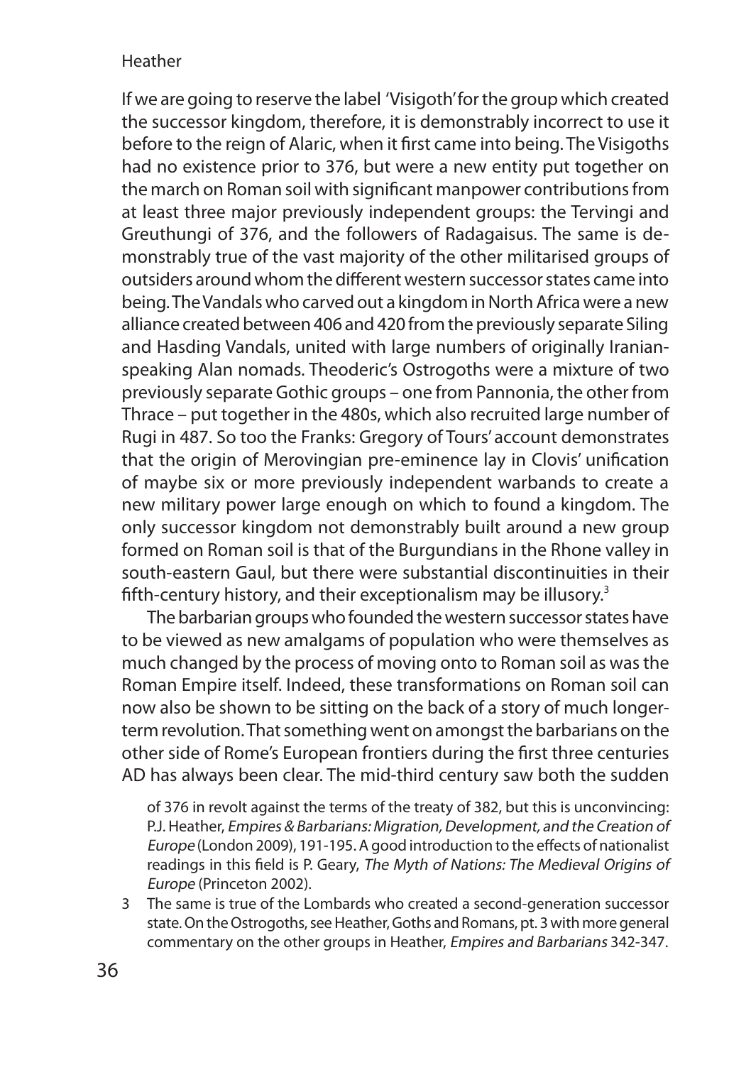If we are going to reserve the label 'Visigoth' for the group which created the successor kingdom, therefore, it is demonstrably incorrect to use it before to the reign of Alaric, when it first came into being. The Visigoths had no existence prior to 376, but were a new entity put together on the march on Roman soil with significant manpower contributions from at least three major previously independent groups: the Tervingi and Greuthungi of 376, and the followers of Radagaisus. The same is demonstrably true of the vast majority of the other militarised groups of outsiders around whom the different western successor states came into being. The Vandals who carved out a kingdom in North Africa were a new alliance created between 406 and 420 from the previously separate Siling and Hasding Vandals, united with large numbers of originally Iranian-speaking Alan nomads. Theoderic's Ostrogoths were a mixture of two previously separate Gothic groups – one from Pannonia, the other from Thrace – put together in the 480s, which also recruited large number of Rugi in 487. So too the Franks: Gregory of Tours' account demonstrates that the origin of Merovingian pre-eminence lay in Clovis' unification of maybe six or more previously independent warbands to create a new military power large enough on which to found a kingdom. The only successor kingdom not demonstrably built around a new group formed on Roman soil is that of the Burgundians in the Rhone valley in south-eastern Gaul, but there were substantial discontinuities in their fifth-century history, and their exceptionalism may be illusory.[3]

The barbarian groups who founded the western successor states have to be viewed as new amalgams of population who were themselves as much changed by the process of moving onto to Roman soil as was the Roman Empire itself. Indeed, these transformations on Roman soil can now also be shown to be sitting on the back of a story of much longer-term revolution. That something went on amongst the barbarians on the other side of Rome's European frontiers during the first three centuries AD has always been clear. The mid-third century saw both the sudden

of 376 in revolt against the terms of the treaty of 382, but this is unconvincing: P.J. Heather, *Empires & Barbarians: Migration, Development, and the Creation of Europe* (London 2009), 191-195. A good introduction to the effects of nationalist readings in this field is P. Geary, *The Myth of Nations: The Medieval Origins of Europe* (Princeton 2002).

3 The same is true of the Lombards who created a second-generation successor state. On the Ostrogoths, see Heather, Goths and Romans, pt. 3 with more general commentary on the other groups in Heather, *Empires and Barbarians* 342-347.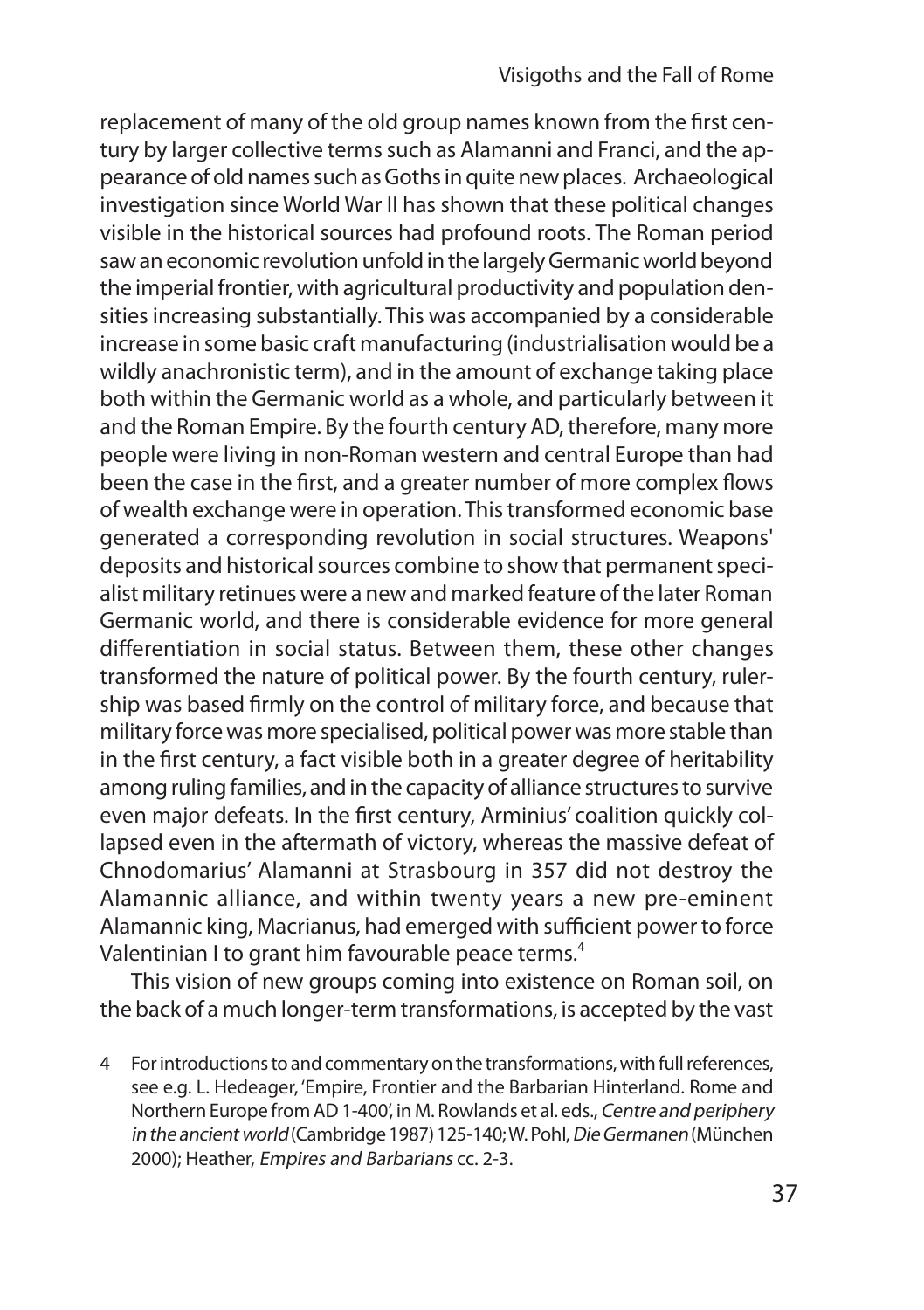replacement of many of the old group names known from the first century by larger collective terms such as Alamanni and Franci, and the appearance of old names such as Goths in quite new places. Archaeological investigation since World War II has shown that these political changes visible in the historical sources had profound roots. The Roman period saw an economic revolution unfold in the largely Germanic world beyond the imperial frontier, with agricultural productivity and population densities increasing substantially. This was accompanied by a considerable increase in some basic craft manufacturing (industrialisation would be a wildly anachronistic term), and in the amount of exchange taking place both within the Germanic world as a whole, and particularly between it and the Roman Empire. By the fourth century AD, therefore, many more people were living in non-Roman western and central Europe than had been the case in the first, and a greater number of more complex flows of wealth exchange were in operation. This transformed economic base generated a corresponding revolution in social structures. Weapons' deposits and historical sources combine to show that permanent specialist military retinues were a new and marked feature of the later Roman Germanic world, and there is considerable evidence for more general differentiation in social status. Between them, these other changes transformed the nature of political power. By the fourth century, rulership was based firmly on the control of military force, and because that military force was more specialised, political power was more stable than in the first century, a fact visible both in a greater degree of heritability among ruling families, and in the capacity of alliance structures to survive even major defeats. In the first century, Arminius' coalition quickly collapsed even in the aftermath of victory, whereas the massive defeat of Chnodomarius' Alamanni at Strasbourg in 357 did not destroy the Alamannic alliance, and within twenty years a new pre-eminent Alamannic king, Macrianus, had emerged with sufficient power to force Valentinian I to grant him favourable peace terms.[4]

This vision of new groups coming into existence on Roman soil, on the back of a much longer-term transformations, is accepted by the vast

4 For introductions to and commentary on the transformations, with full references, see e.g. L. Hedeager, 'Empire, Frontier and the Barbarian Hinterland. Rome and Northern Europe from AD 1-400', in M. Rowlands et al. eds., *Centre and periphery in the ancient world* (Cambridge 1987) 125-140; W. Pohl, *Die Germanen* (München 2000); Heather, *Empires and Barbarians* cc. 2-3.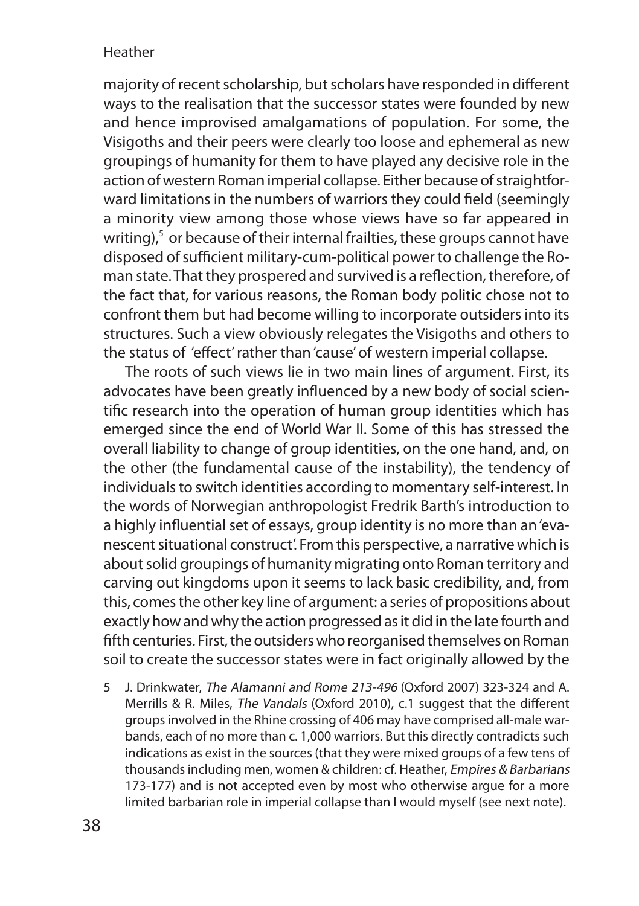majority of recent scholarship, but scholars have responded in different ways to the realisation that the successor states were founded by new and hence improvised amalgamations of population. For some, the Visigoths and their peers were clearly too loose and ephemeral as new groupings of humanity for them to have played any decisive role in the action of western Roman imperial collapse. Either because of straightforward limitations in the numbers of warriors they could field (seemingly a minority view among those whose views have so far appeared in writing),[5] or because of their internal frailties, these groups cannot have disposed of sufficient military-cum-political power to challenge the Roman state. That they prospered and survived is a reflection, therefore, of the fact that, for various reasons, the Roman body politic chose not to confront them but had become willing to incorporate outsiders into its structures. Such a view obviously relegates the Visigoths and others to the status of 'effect' rather than 'cause' of western imperial collapse.

The roots of such views lie in two main lines of argument. First, its advocates have been greatly influenced by a new body of social scientific research into the operation of human group identities which has emerged since the end of World War II. Some of this has stressed the overall liability to change of group identities, on the one hand, and, on the other (the fundamental cause of the instability), the tendency of individuals to switch identities according to momentary self-interest. In the words of Norwegian anthropologist Fredrik Barth's introduction to a highly influential set of essays, group identity is no more than an 'evanescent situational construct'. From this perspective, a narrative which is about solid groupings of humanity migrating onto Roman territory and carving out kingdoms upon it seems to lack basic credibility, and, from this, comes the other key line of argument: a series of propositions about exactly how and why the action progressed as it did in the late fourth and fifth centuries. First, the outsiders who reorganised themselves on Roman soil to create the successor states were in fact originally allowed by the

5 J. Drinkwater, *The Alamanni and Rome 213-496* (Oxford 2007) 323-324 and A. Merrills & R. Miles, *The Vandals* (Oxford 2010), c.1 suggest that the different groups involved in the Rhine crossing of 406 may have comprised all-male warbands, each of no more than c. 1,000 warriors. But this directly contradicts such indications as exist in the sources (that they were mixed groups of a few tens of thousands including men, women & children: cf. Heather, *Empires & Barbarians* 173-177) and is not accepted even by most who otherwise argue for a more limited barbarian role in imperial collapse than I would myself (see next note).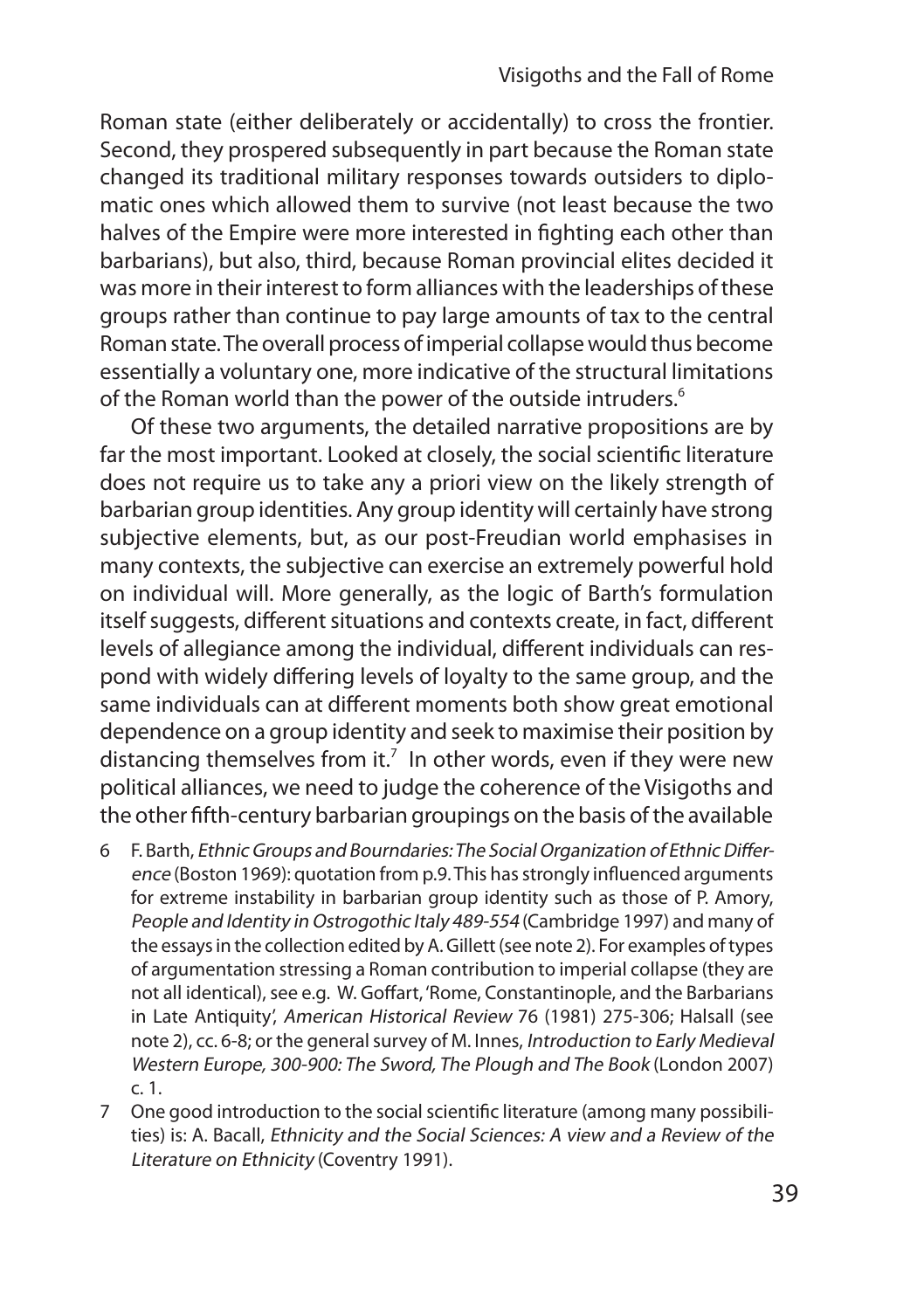Roman state (either deliberately or accidentally) to cross the frontier. Second, they prospered subsequently in part because the Roman state changed its traditional military responses towards outsiders to diplomatic ones which allowed them to survive (not least because the two halves of the Empire were more interested in fighting each other than barbarians), but also, third, because Roman provincial elites decided it was more in their interest to form alliances with the leaderships of these groups rather than continue to pay large amounts of tax to the central Roman state. The overall process of imperial collapse would thus become essentially a voluntary one, more indicative of the structural limitations of the Roman world than the power of the outside intruders.[6]

Of these two arguments, the detailed narrative propositions are by far the most important. Looked at closely, the social scientific literature does not require us to take any a priori view on the likely strength of barbarian group identities. Any group identity will certainly have strong subjective elements, but, as our post-Freudian world emphasises in many contexts, the subjective can exercise an extremely powerful hold on individual will. More generally, as the logic of Barth's formulation itself suggests, different situations and contexts create, in fact, different levels of allegiance among the individual, different individuals can respond with widely differing levels of loyalty to the same group, and the same individuals can at different moments both show great emotional dependence on a group identity and seek to maximise their position by distancing themselves from it.[7] In other words, even if they were new political alliances, we need to judge the coherence of the Visigoths and the other fifth-century barbarian groupings on the basis of the available

6 F. Barth, *Ethnic Groups and Bourndaries: The Social Organization of Ethnic Difference* (Boston 1969): quotation from p.9. This has strongly influenced arguments for extreme instability in barbarian group identity such as those of P. Amory, *People and Identity in Ostrogothic Italy 489-554* (Cambridge 1997) and many of the essays in the collection edited by A. Gillett (see note 2). For examples of types of argumentation stressing a Roman contribution to imperial collapse (they are not all identical), see e.g. W. Goffart, 'Rome, Constantinople, and the Barbarians in Late Antiquity', *American Historical Review* 76 (1981) 275-306; Halsall (see note 2), cc. 6-8; or the general survey of M. Innes, *Introduction to Early Medieval Western Europe, 300-900: The Sword, The Plough and The Book* (London 2007) c. 1.

7 One good introduction to the social scientific literature (among many possibilities) is: A. Bacall, *Ethnicity and the Social Sciences: A view and a Review of the Literature on Ethnicity* (Coventry 1991).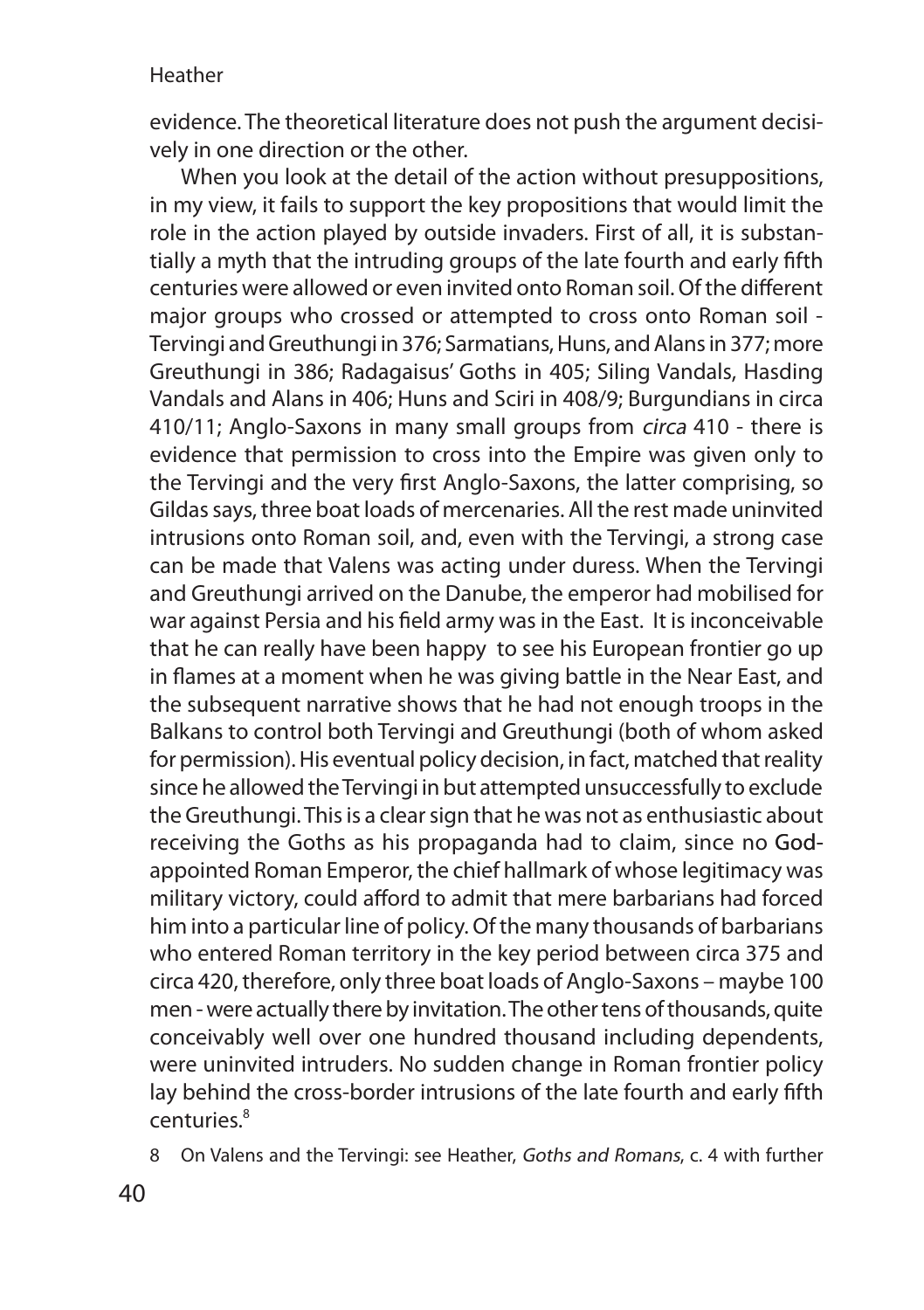evidence. The theoretical literature does not push the argument decisively in one direction or the other.

When you look at the detail of the action without presuppositions, in my view, it fails to support the key propositions that would limit the role in the action played by outside invaders. First of all, it is substantially a myth that the intruding groups of the late fourth and early fifth centuries were allowed or even invited onto Roman soil. Of the different major groups who crossed or attempted to cross onto Roman soil - Tervingi and Greuthungi in 376; Sarmatians, Huns, and Alans in 377; more Greuthungi in 386; Radagaisus' Goths in 405; Siling Vandals, Hasding Vandals and Alans in 406; Huns and Sciri in 408/9; Burgundians in circa 410/11; Anglo-Saxons in many small groups from *circa* 410 - there is evidence that permission to cross into the Empire was given only to the Tervingi and the very first Anglo-Saxons, the latter comprising, so Gildas says, three boat loads of mercenaries. All the rest made uninvited intrusions onto Roman soil, and, even with the Tervingi, a strong case can be made that Valens was acting under duress. When the Tervingi and Greuthungi arrived on the Danube, the emperor had mobilised for war against Persia and his field army was in the East. It is inconceivable that he can really have been happy to see his European frontier go up in flames at a moment when he was giving battle in the Near East, and the subsequent narrative shows that he had not enough troops in the Balkans to control both Tervingi and Greuthungi (both of whom asked for permission). His eventual policy decision, in fact, matched that reality since he allowed the Tervingi in but attempted unsuccessfully to exclude the Greuthungi. This is a clear sign that he was not as enthusiastic about receiving the Goths as his propaganda had to claim, since no God-appointed Roman Emperor, the chief hallmark of whose legitimacy was military victory, could afford to admit that mere barbarians had forced him into a particular line of policy. Of the many thousands of barbarians who entered Roman territory in the key period between circa 375 and circa 420, therefore, only three boat loads of Anglo-Saxons – maybe 100 men - were actually there by invitation. The other tens of thousands, quite conceivably well over one hundred thousand including dependents, were uninvited intruders. No sudden change in Roman frontier policy lay behind the cross-border intrusions of the late fourth and early fifth centuries.[8]

8 On Valens and the Tervingi: see Heather, *Goths and Romans*, c. 4 with further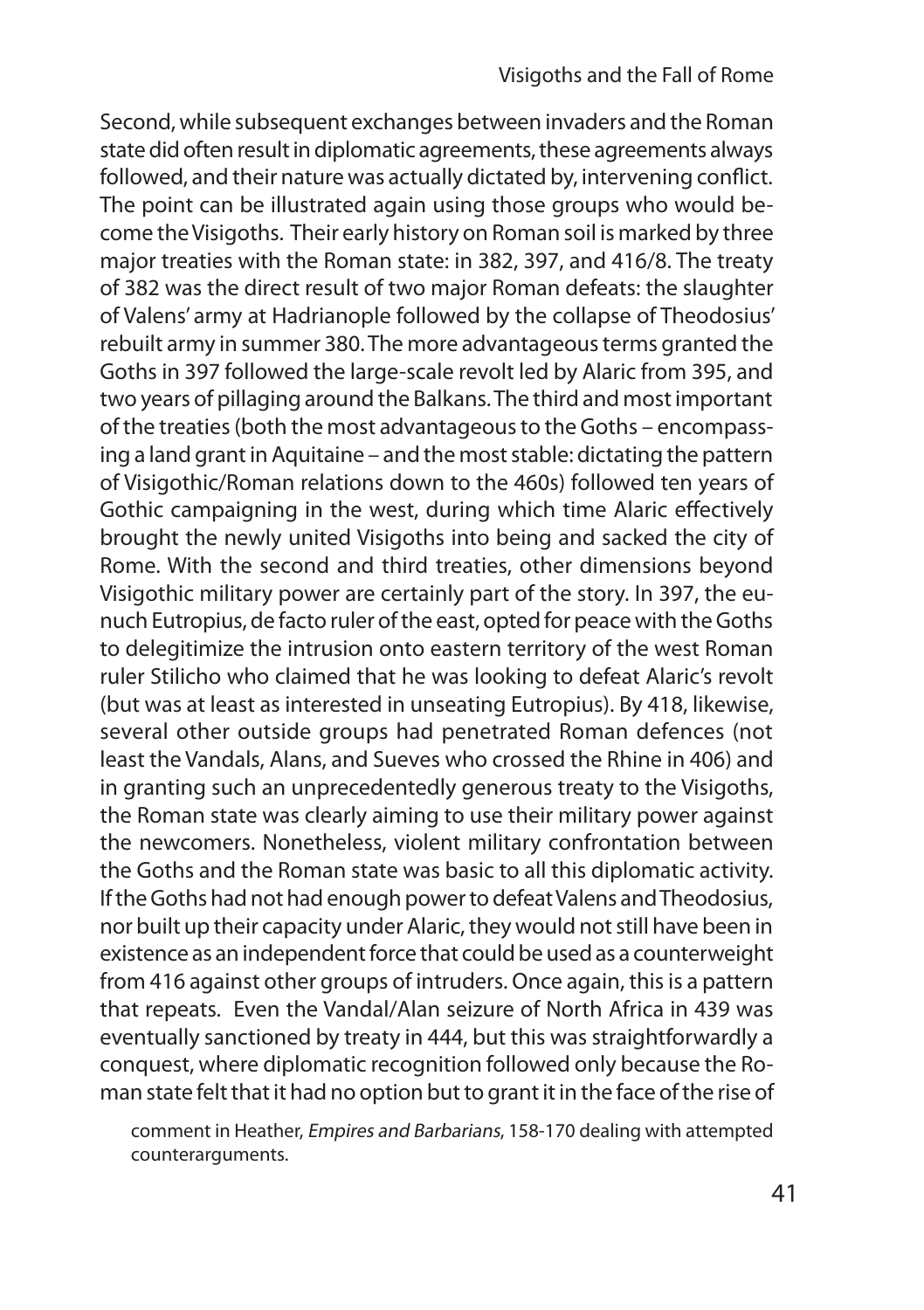Second, while subsequent exchanges between invaders and the Roman state did often result in diplomatic agreements, these agreements always followed, and their nature was actually dictated by, intervening conflict. The point can be illustrated again using those groups who would become the Visigoths. Their early history on Roman soil is marked by three major treaties with the Roman state: in 382, 397, and 416/8. The treaty of 382 was the direct result of two major Roman defeats: the slaughter of Valens' army at Hadrianople followed by the collapse of Theodosius' rebuilt army in summer 380. The more advantageous terms granted the Goths in 397 followed the large-scale revolt led by Alaric from 395, and two years of pillaging around the Balkans. The third and most important of the treaties (both the most advantageous to the Goths – encompassing a land grant in Aquitaine – and the most stable: dictating the pattern of Visigothic/Roman relations down to the 460s) followed ten years of Gothic campaigning in the west, during which time Alaric effectively brought the newly united Visigoths into being and sacked the city of Rome. With the second and third treaties, other dimensions beyond Visigothic military power are certainly part of the story. In 397, the eunuch Eutropius, de facto ruler of the east, opted for peace with the Goths to delegitimize the intrusion onto eastern territory of the west Roman ruler Stilicho who claimed that he was looking to defeat Alaric's revolt (but was at least as interested in unseating Eutropius). By 418, likewise, several other outside groups had penetrated Roman defences (not least the Vandals, Alans, and Sueves who crossed the Rhine in 406) and in granting such an unprecedentedly generous treaty to the Visigoths, the Roman state was clearly aiming to use their military power against the newcomers. Nonetheless, violent military confrontation between the Goths and the Roman state was basic to all this diplomatic activity. If the Goths had not had enough power to defeat Valens and Theodosius, nor built up their capacity under Alaric, they would not still have been in existence as an independent force that could be used as a counterweight from 416 against other groups of intruders. Once again, this is a pattern that repeats. Even the Vandal/Alan seizure of North Africa in 439 was eventually sanctioned by treaty in 444, but this was straightforwardly a conquest, where diplomatic recognition followed only because the Roman state felt that it had no option but to grant it in the face of the rise of

comment in Heather, *Empires and Barbarians*, 158-170 dealing with attempted counterarguments.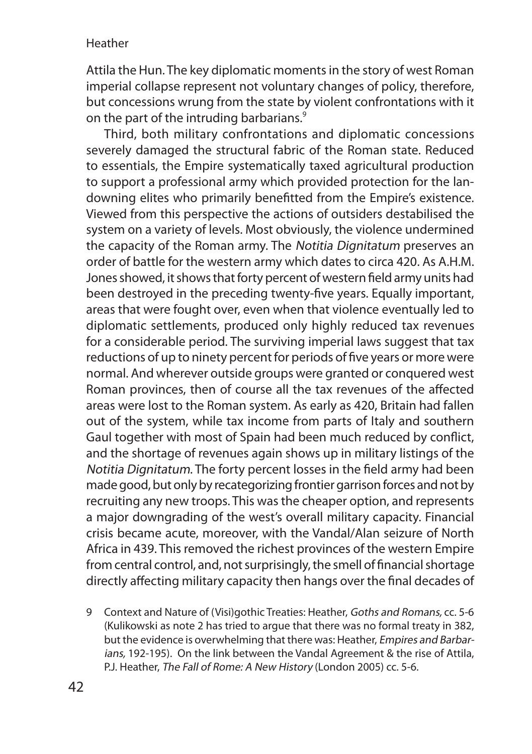Attila the Hun. The key diplomatic moments in the story of west Roman imperial collapse represent not voluntary changes of policy, therefore, but concessions wrung from the state by violent confrontations with it on the part of the intruding barbarians.[9]

Third, both military confrontations and diplomatic concessions severely damaged the structural fabric of the Roman state. Reduced to essentials, the Empire systematically taxed agricultural production to support a professional army which provided protection for the landowning elites who primarily benefitted from the Empire's existence. Viewed from this perspective the actions of outsiders destabilised the system on a variety of levels. Most obviously, the violence undermined the capacity of the Roman army. The *Notitia Dignitatum* preserves an order of battle for the western army which dates to circa 420. As A.H.M. Jones showed, it shows that forty percent of western field army units had been destroyed in the preceding twenty-five years. Equally important, areas that were fought over, even when that violence eventually led to diplomatic settlements, produced only highly reduced tax revenues for a considerable period. The surviving imperial laws suggest that tax reductions of up to ninety percent for periods of five years or more were normal. And wherever outside groups were granted or conquered west Roman provinces, then of course all the tax revenues of the affected areas were lost to the Roman system. As early as 420, Britain had fallen out of the system, while tax income from parts of Italy and southern Gaul together with most of Spain had been much reduced by conflict, and the shortage of revenues again shows up in military listings of the *Notitia Dignitatum*. The forty percent losses in the field army had been made good, but only by recategorizing frontier garrison forces and not by recruiting any new troops. This was the cheaper option, and represents a major downgrading of the west's overall military capacity. Financial crisis became acute, moreover, with the Vandal/Alan seizure of North Africa in 439. This removed the richest provinces of the western Empire from central control, and, not surprisingly, the smell of financial shortage directly affecting military capacity then hangs over the final decades of

9 Context and Nature of (Visi)gothic Treaties: Heather, *Goths and Romans,* cc. 5-6 (Kulikowski as note 2 has tried to argue that there was no formal treaty in 382, but the evidence is overwhelming that there was: Heather, *Empires and Barbarians,* 192-195). On the link between the Vandal Agreement & the rise of Attila, P.J. Heather, *The Fall of Rome: A New History* (London 2005) cc. 5-6.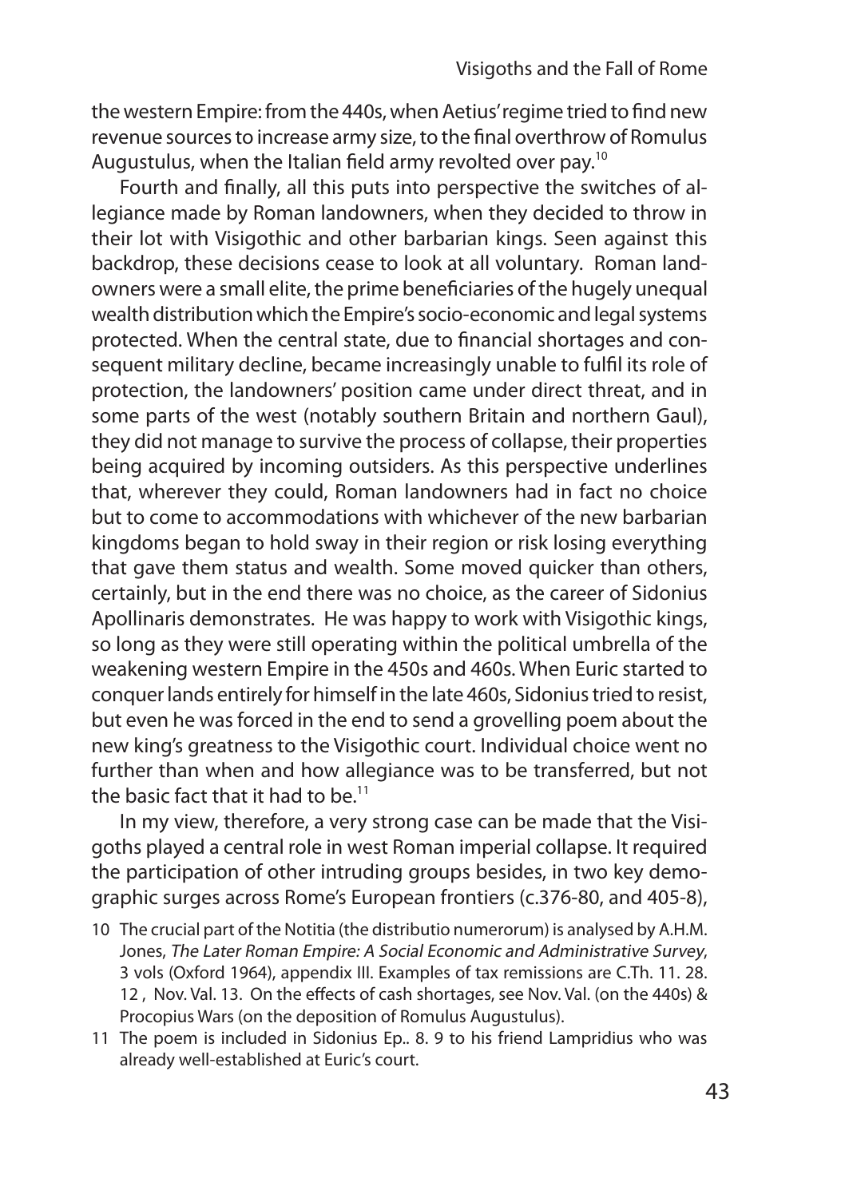the western Empire: from the 440s, when Aetius' regime tried to find new revenue sources to increase army size, to the final overthrow of Romulus Augustulus, when the Italian field army revolted over pay.[10]

Fourth and finally, all this puts into perspective the switches of allegiance made by Roman landowners, when they decided to throw in their lot with Visigothic and other barbarian kings. Seen against this backdrop, these decisions cease to look at all voluntary. Roman landowners were a small elite, the prime beneficiaries of the hugely unequal wealth distribution which the Empire's socio-economic and legal systems protected. When the central state, due to financial shortages and consequent military decline, became increasingly unable to fulfil its role of protection, the landowners' position came under direct threat, and in some parts of the west (notably southern Britain and northern Gaul), they did not manage to survive the process of collapse, their properties being acquired by incoming outsiders. As this perspective underlines that, wherever they could, Roman landowners had in fact no choice but to come to accommodations with whichever of the new barbarian kingdoms began to hold sway in their region or risk losing everything that gave them status and wealth. Some moved quicker than others, certainly, but in the end there was no choice, as the career of Sidonius Apollinaris demonstrates. He was happy to work with Visigothic kings, so long as they were still operating within the political umbrella of the weakening western Empire in the 450s and 460s. When Euric started to conquer lands entirely for himself in the late 460s, Sidonius tried to resist, but even he was forced in the end to send a grovelling poem about the new king's greatness to the Visigothic court. Individual choice went no further than when and how allegiance was to be transferred, but not the basic fact that it had to be.[11]

In my view, therefore, a very strong case can be made that the Visigoths played a central role in west Roman imperial collapse. It required the participation of other intruding groups besides, in two key demographic surges across Rome's European frontiers (c.376-80, and 405-8),

10 The crucial part of the Notitia (the distributio numerorum) is analysed by A.H.M. Jones, *The Later Roman Empire: A Social Economic and Administrative Survey*, 3 vols (Oxford 1964), appendix III. Examples of tax remissions are C.Th. 11. 28. 12 , Nov. Val. 13. On the effects of cash shortages, see Nov. Val. (on the 440s) & Procopius Wars (on the deposition of Romulus Augustulus).

11 The poem is included in Sidonius Ep.. 8. 9 to his friend Lampridius who was already well-established at Euric's court.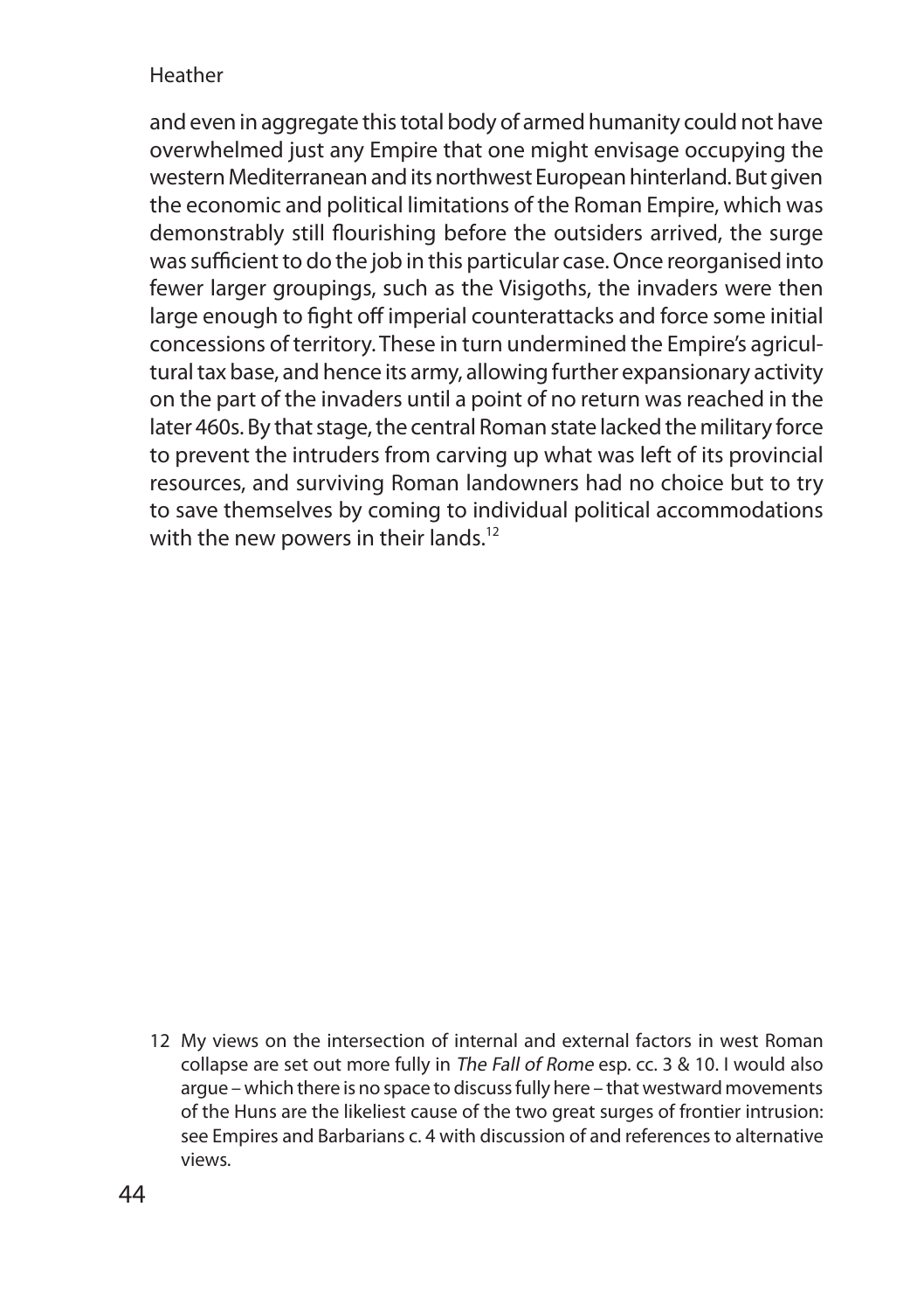and even in aggregate this total body of armed humanity could not have overwhelmed just any Empire that one might envisage occupying the western Mediterranean and its northwest European hinterland. But given the economic and political limitations of the Roman Empire, which was demonstrably still flourishing before the outsiders arrived, the surge was sufficient to do the job in this particular case. Once reorganised into fewer larger groupings, such as the Visigoths, the invaders were then large enough to fight off imperial counterattacks and force some initial concessions of territory. These in turn undermined the Empire's agricultural tax base, and hence its army, allowing further expansionary activity on the part of the invaders until a point of no return was reached in the later 460s. By that stage, the central Roman state lacked the military force to prevent the intruders from carving up what was left of its provincial resources, and surviving Roman landowners had no choice but to try to save themselves by coming to individual political accommodations with the new powers in their lands.[12]

12 My views on the intersection of internal and external factors in west Roman collapse are set out more fully in *The Fall of Rome* esp. cc. 3 & 10. I would also argue – which there is no space to discuss fully here – that westward movements of the Huns are the likeliest cause of the two great surges of frontier intrusion: see Empires and Barbarians c. 4 with discussion of and references to alternative views.